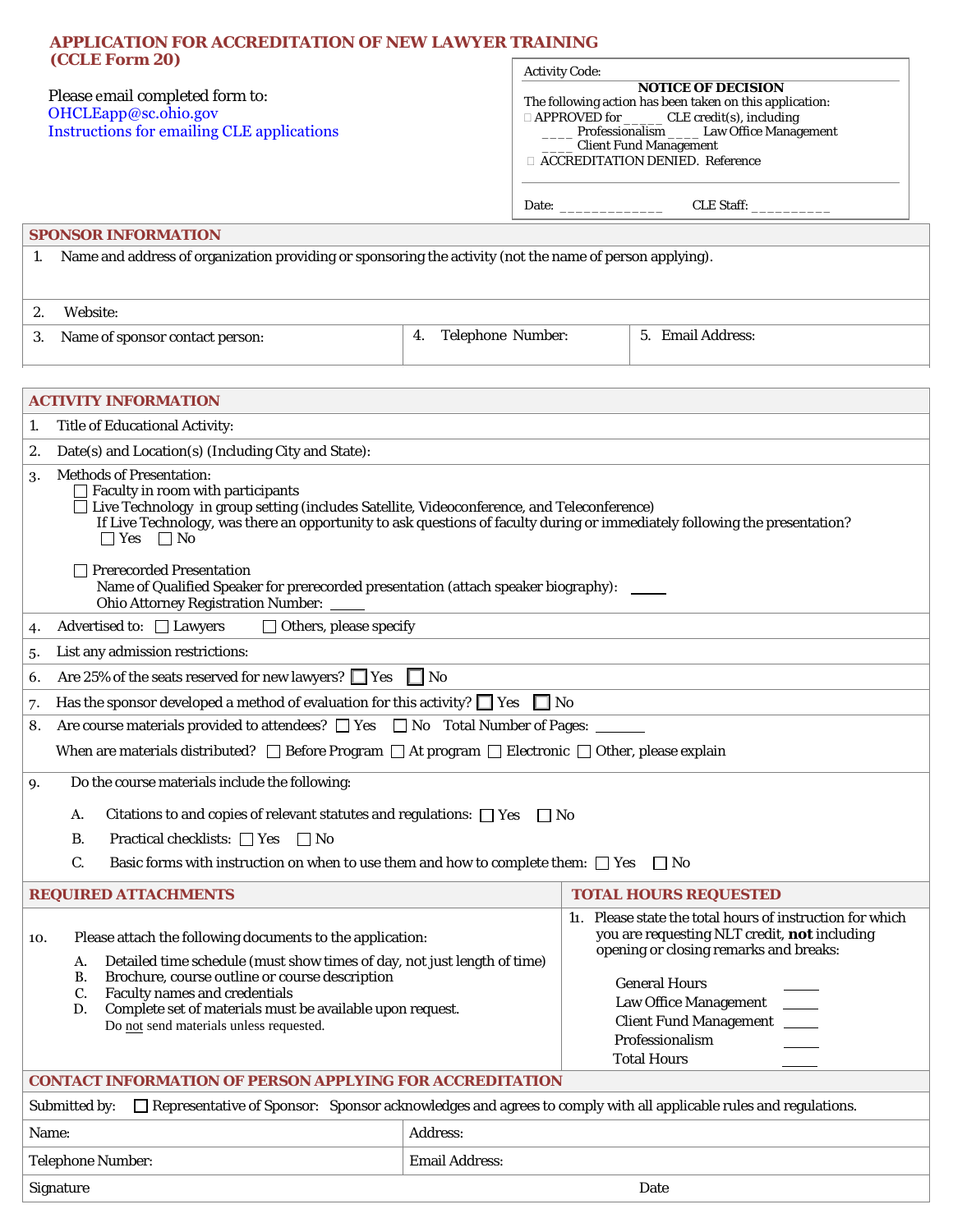# APPLICATION FOR ACCREDITATION OF NEW LAWYER TRAINING (CCLE Form 20)

Please email completed form to:
OHCLEapp@sc.ohio.gov
Instructions for emailing CLE applications

Activity Code:

**NOTICE OF DECISION**
The following action has been taken on this application:
☐ APPROVED for _____ CLE credit(s), including
____ Professionalism ____ Law Office Management
____ Client Fund Management
☐ ACCREDITATION DENIED. Reference

Date: _____________ CLE Staff: __________

## SPONSOR INFORMATION

1. Name and address of organization providing or sponsoring the activity (not the name of person applying).

2. Website:

| 3. Name of sponsor contact person: | 4. Telephone Number: | 5. Email Address: |
|---|---|---|

## ACTIVITY INFORMATION

1. Title of Educational Activity:
2. Date(s) and Location(s) (Including City and State):
3. Methods of Presentation:
   - ☐ Faculty in room with participants
   - ☐ Live Technology in group setting (includes Satellite, Videoconference, and Teleconference)
     If Live Technology, was there an opportunity to ask questions of faculty during or immediately following the presentation?
     ☐ Yes ☐ No
   - ☐ Prerecorded Presentation
     Name of Qualified Speaker for prerecorded presentation (attach speaker biography): _____
     Ohio Attorney Registration Number: _____
4. Advertised to: ☐ Lawyers ☐ Others, please specify
5. List any admission restrictions:
6. Are 25% of the seats reserved for new lawyers? ☐ Yes ☐ No
7. Has the sponsor developed a method of evaluation for this activity? ☐ Yes ☐ No
8. Are course materials provided to attendees? ☐ Yes ☐ No Total Number of Pages: _______
   When are materials distributed? ☐ Before Program ☐ At program ☐ Electronic ☐ Other, please explain
9. Do the course materials include the following:
   - A. Citations to and copies of relevant statutes and regulations: ☐ Yes ☐ No
   - B. Practical checklists: ☐ Yes ☐ No
   - C. Basic forms with instruction on when to use them and how to complete them: ☐ Yes ☐ No

## REQUIRED ATTACHMENTS

10. Please attach the following documents to the application:
    - A. Detailed time schedule (must show times of day, not just length of time)
    - B. Brochure, course outline or course description
    - C. Faculty names and credentials
    - D. Complete set of materials must be available upon request.
      Do not send materials unless requested.

## TOTAL HOURS REQUESTED

11. Please state the total hours of instruction for which you are requesting NLT credit, **not** including opening or closing remarks and breaks:

| | |
|---|---|
| General Hours | _____ |
| Law Office Management | _____ |
| Client Fund Management | _____ |
| Professionalism | _____ |
| Total Hours | _____ |

## CONTACT INFORMATION OF PERSON APPLYING FOR ACCREDITATION

Submitted by: ☐ Representative of Sponsor: Sponsor acknowledges and agrees to comply with all applicable rules and regulations.

| Name: | Address: |
|---|---|
| Telephone Number: | Email Address: |
| Signature | Date |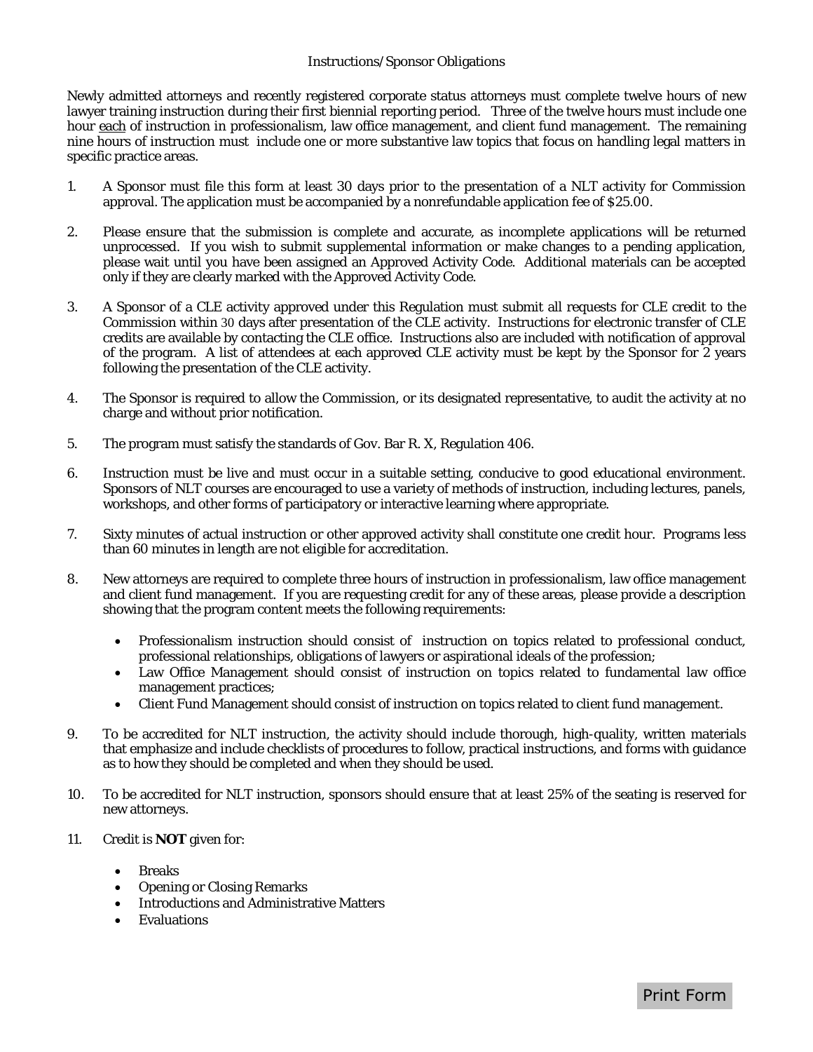# Instructions/Sponsor Obligations

Newly admitted attorneys and recently registered corporate status attorneys must complete twelve hours of new lawyer training instruction during their first biennial reporting period. Three of the twelve hours must include one hour each of instruction in professionalism, law office management, and client fund management. The remaining nine hours of instruction must include one or more substantive law topics that focus on handling legal matters in specific practice areas.

1. A Sponsor must file this form at least 30 days prior to the presentation of a NLT activity for Commission approval. The application must be accompanied by a nonrefundable application fee of $25.00.

2. Please ensure that the submission is complete and accurate, as incomplete applications will be returned unprocessed. If you wish to submit supplemental information or make changes to a pending application, please wait until you have been assigned an Approved Activity Code. Additional materials can be accepted only if they are clearly marked with the Approved Activity Code.

3. A Sponsor of a CLE activity approved under this Regulation must submit all requests for CLE credit to the Commission within 30 days after presentation of the CLE activity. Instructions for electronic transfer of CLE credits are available by contacting the CLE office. Instructions also are included with notification of approval of the program. A list of attendees at each approved CLE activity must be kept by the Sponsor for 2 years following the presentation of the CLE activity.

4. The Sponsor is required to allow the Commission, or its designated representative, to audit the activity at no charge and without prior notification.

5. The program must satisfy the standards of Gov. Bar R. X, Regulation 406.

6. Instruction must be live and must occur in a suitable setting, conducive to good educational environment. Sponsors of NLT courses are encouraged to use a variety of methods of instruction, including lectures, panels, workshops, and other forms of participatory or interactive learning where appropriate.

7. Sixty minutes of actual instruction or other approved activity shall constitute one credit hour. Programs less than 60 minutes in length are not eligible for accreditation.

8. New attorneys are required to complete three hours of instruction in professionalism, law office management and client fund management. If you are requesting credit for any of these areas, please provide a description showing that the program content meets the following requirements:

   - Professionalism instruction should consist of instruction on topics related to professional conduct, professional relationships, obligations of lawyers or aspirational ideals of the profession;
   - Law Office Management should consist of instruction on topics related to fundamental law office management practices;
   - Client Fund Management should consist of instruction on topics related to client fund management.

9. To be accredited for NLT instruction, the activity should include thorough, high-quality, written materials that emphasize and include checklists of procedures to follow, practical instructions, and forms with guidance as to how they should be completed and when they should be used.

10. To be accredited for NLT instruction, sponsors should ensure that at least 25% of the seating is reserved for new attorneys.

11. Credit is **NOT** given for:

    - Breaks
    - Opening or Closing Remarks
    - Introductions and Administrative Matters
    - Evaluations

Print Form